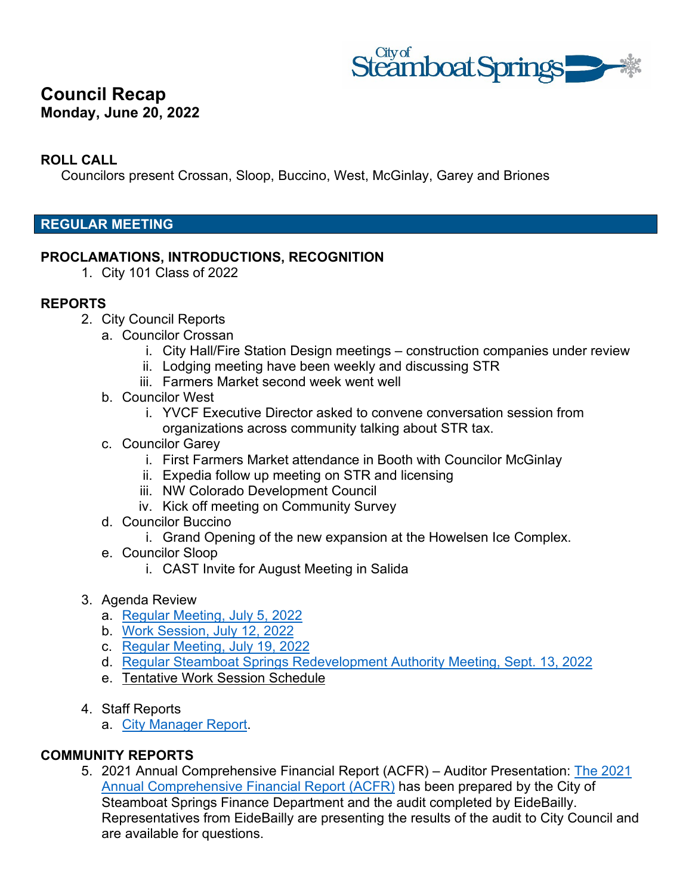# Council Recap

**Monday, June 20, 2022**

**ROLL CALL**

Councilors present Crossan, Sloop, Buccino, West, McGinlay, Garey and Briones

## REGULAR MEETING

**PROCLAMATIONS, INTRODUCTIONS, RECOGNITION**

1. City 101 Class of 2022

**REPORTS**

2. City Council Reports
   a. Councilor Crossan
      i. City Hall/Fire Station Design meetings – construction companies under review
      ii. Lodging meeting have been weekly and discussing STR
      iii. Farmers Market second week went well
   b. Councilor West
      i. YVCF Executive Director asked to convene conversation session from organizations across community talking about STR tax.
   c. Councilor Garey
      i. First Farmers Market attendance in Booth with Councilor McGinlay
      ii. Expedia follow up meeting on STR and licensing
      iii. NW Colorado Development Council
      iv. Kick off meeting on Community Survey
   d. Councilor Buccino
      i. Grand Opening of the new expansion at the Howelsen Ice Complex.
   e. Councilor Sloop
      i. CAST Invite for August Meeting in Salida

3. Agenda Review
   a. Regular Meeting, July 5, 2022
   b. Work Session, July 12, 2022
   c. Regular Meeting, July 19, 2022
   d. Regular Steamboat Springs Redevelopment Authority Meeting, Sept. 13, 2022
   e. Tentative Work Session Schedule

4. Staff Reports
   a. City Manager Report.

**COMMUNITY REPORTS**

5. 2021 Annual Comprehensive Financial Report (ACFR) – Auditor Presentation: The 2021 Annual Comprehensive Financial Report (ACFR) has been prepared by the City of Steamboat Springs Finance Department and the audit completed by EideBailly. Representatives from EideBailly are presenting the results of the audit to City Council and are available for questions.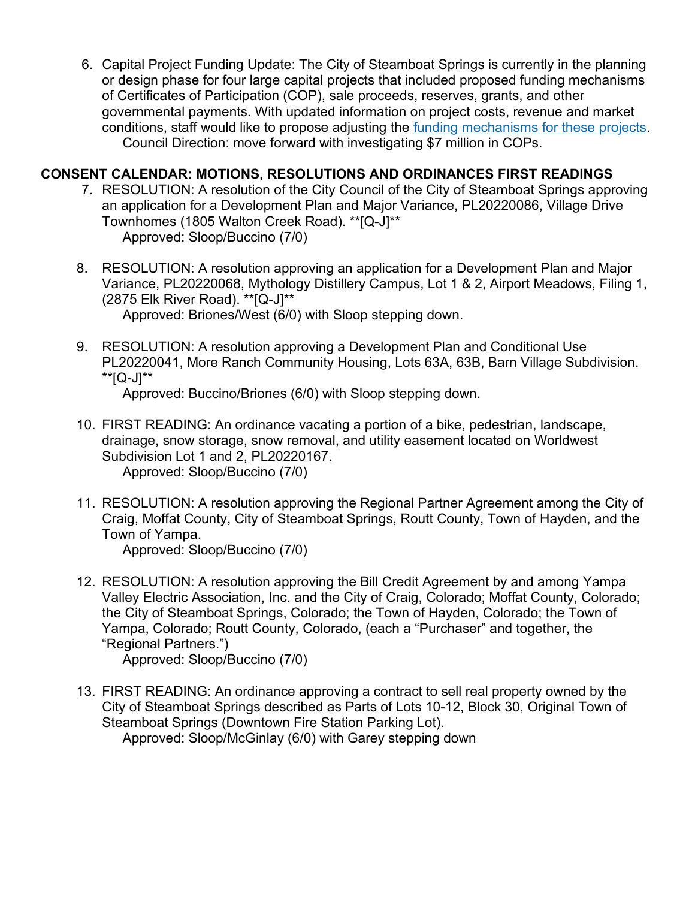6. Capital Project Funding Update: The City of Steamboat Springs is currently in the planning or design phase for four large capital projects that included proposed funding mechanisms of Certificates of Participation (COP), sale proceeds, reserves, grants, and other governmental payments. With updated information on project costs, revenue and market conditions, staff would like to propose adjusting the funding mechanisms for these projects.
   Council Direction: move forward with investigating $7 million in COPs.

**CONSENT CALENDAR: MOTIONS, RESOLUTIONS AND ORDINANCES FIRST READINGS**

7. RESOLUTION: A resolution of the City Council of the City of Steamboat Springs approving an application for a Development Plan and Major Variance, PL20220086, Village Drive Townhomes (1805 Walton Creek Road). **[Q-J]**
   Approved: Sloop/Buccino (7/0)

8. RESOLUTION: A resolution approving an application for a Development Plan and Major Variance, PL20220068, Mythology Distillery Campus, Lot 1 & 2, Airport Meadows, Filing 1, (2875 Elk River Road). **[Q-J]**
   Approved: Briones/West (6/0) with Sloop stepping down.

9. RESOLUTION: A resolution approving a Development Plan and Conditional Use PL20220041, More Ranch Community Housing, Lots 63A, 63B, Barn Village Subdivision. **[Q-J]**
   Approved: Buccino/Briones (6/0) with Sloop stepping down.

10. FIRST READING: An ordinance vacating a portion of a bike, pedestrian, landscape, drainage, snow storage, snow removal, and utility easement located on Worldwest Subdivision Lot 1 and 2, PL20220167.
    Approved: Sloop/Buccino (7/0)

11. RESOLUTION: A resolution approving the Regional Partner Agreement among the City of Craig, Moffat County, City of Steamboat Springs, Routt County, Town of Hayden, and the Town of Yampa.
    Approved: Sloop/Buccino (7/0)

12. RESOLUTION: A resolution approving the Bill Credit Agreement by and among Yampa Valley Electric Association, Inc. and the City of Craig, Colorado; Moffat County, Colorado; the City of Steamboat Springs, Colorado; the Town of Hayden, Colorado; the Town of Yampa, Colorado; Routt County, Colorado, (each a "Purchaser" and together, the "Regional Partners.")
    Approved: Sloop/Buccino (7/0)

13. FIRST READING: An ordinance approving a contract to sell real property owned by the City of Steamboat Springs described as Parts of Lots 10-12, Block 30, Original Town of Steamboat Springs (Downtown Fire Station Parking Lot).
    Approved: Sloop/McGinlay (6/0) with Garey stepping down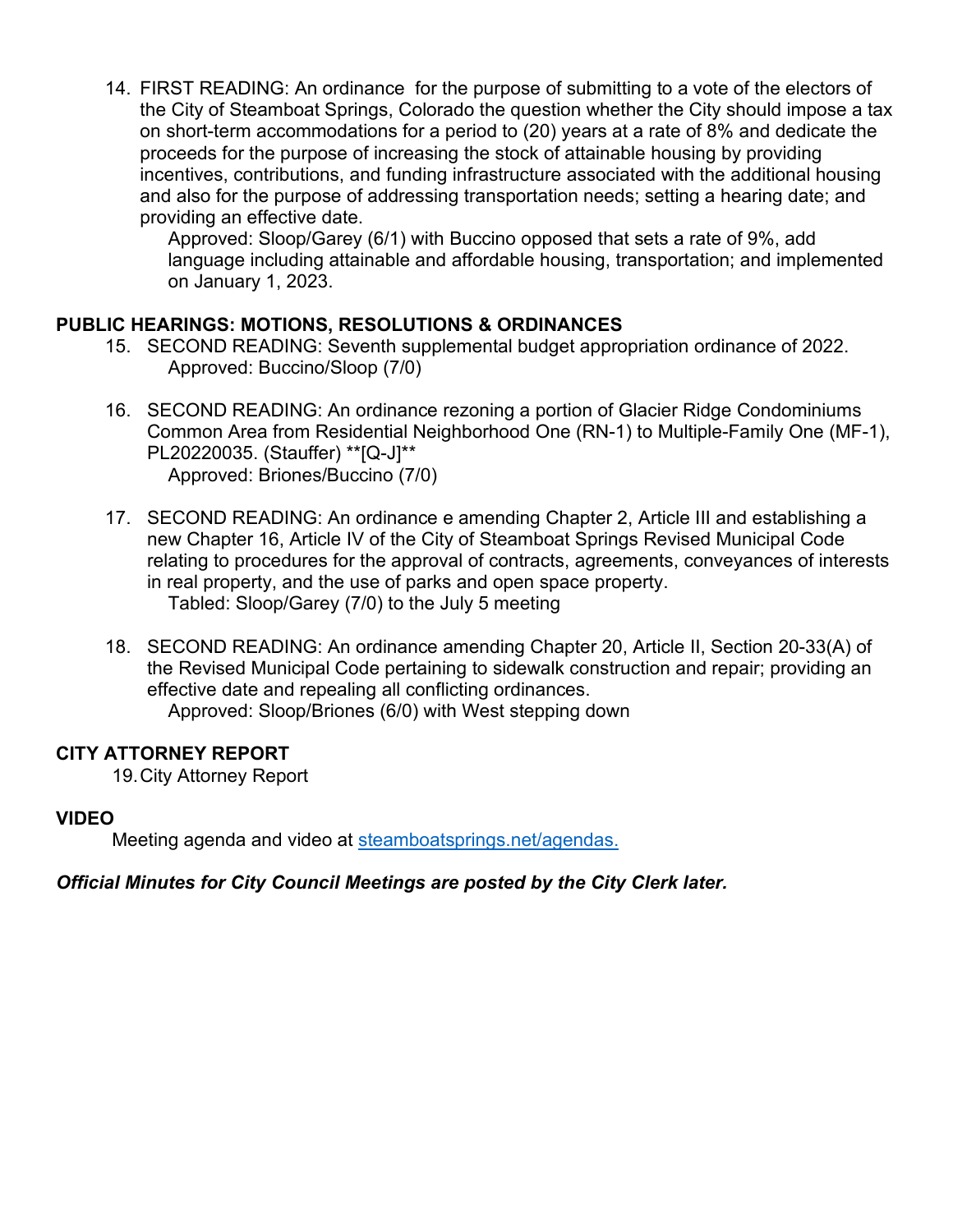14. FIRST READING: An ordinance  for the purpose of submitting to a vote of the electors of the City of Steamboat Springs, Colorado the question whether the City should impose a tax on short-term accommodations for a period to (20) years at a rate of 8% and dedicate the proceeds for the purpose of increasing the stock of attainable housing by providing incentives, contributions, and funding infrastructure associated with the additional housing and also for the purpose of addressing transportation needs; setting a hearing date; and providing an effective date.
    Approved: Sloop/Garey (6/1) with Buccino opposed that sets a rate of 9%, add language including attainable and affordable housing, transportation; and implemented on January 1, 2023.

## PUBLIC HEARINGS: MOTIONS, RESOLUTIONS & ORDINANCES

15. SECOND READING: Seventh supplemental budget appropriation ordinance of 2022.
    Approved: Buccino/Sloop (7/0)

16. SECOND READING: An ordinance rezoning a portion of Glacier Ridge Condominiums Common Area from Residential Neighborhood One (RN-1) to Multiple-Family One (MF-1), PL20220035. (Stauffer) **[Q-J]**
    Approved: Briones/Buccino (7/0)

17. SECOND READING: An ordinance e amending Chapter 2, Article III and establishing a new Chapter 16, Article IV of the City of Steamboat Springs Revised Municipal Code relating to procedures for the approval of contracts, agreements, conveyances of interests in real property, and the use of parks and open space property.
    Tabled: Sloop/Garey (7/0) to the July 5 meeting

18. SECOND READING: An ordinance amending Chapter 20, Article II, Section 20-33(A) of the Revised Municipal Code pertaining to sidewalk construction and repair; providing an effective date and repealing all conflicting ordinances.
    Approved: Sloop/Briones (6/0) with West stepping down

## CITY ATTORNEY REPORT

19. City Attorney Report

## VIDEO

Meeting agenda and video at [steamboatsprings.net/agendas.](steamboatsprings.net/agendas)

***Official Minutes for City Council Meetings are posted by the City Clerk later.***